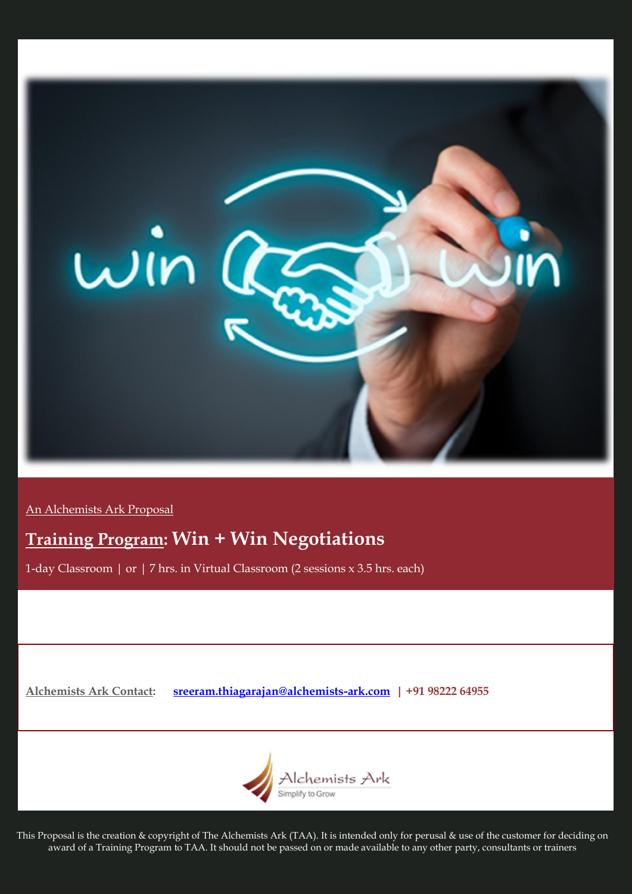An Alchemists Ark Proposal

# Training Program: Win + Win Negotiations

1-day Classroom | or | 7 hrs. in Virtual Classroom (2 sessions x 3.5 hrs. each)

**Alchemists Ark Contact:** **sreeram.thiagarajan@alchemists-ark.com** | **+91 98222 64955**

Alchemists Ark
Simplify to Grow

This Proposal is the creation & copyright of The Alchemists Ark (TAA). It is intended only for perusal & use of the customer for deciding on award of a Training Program to TAA. It should not be passed on or made available to any other party, consultants or trainers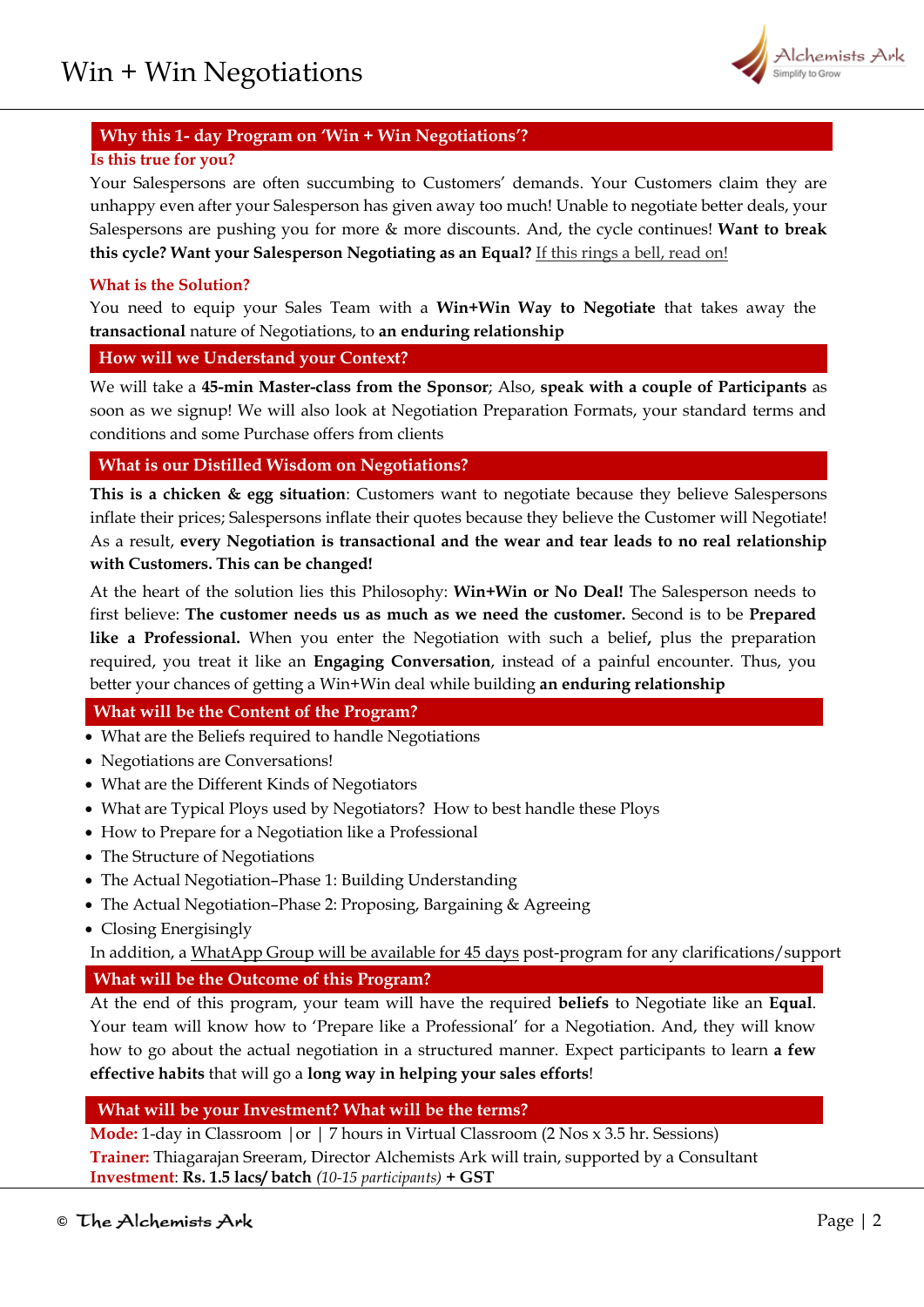## Why this 1- day Program on 'Win + Win Negotiations'?

**Is this true for you?**

Your Salespersons are often succumbing to Customers' demands. Your Customers claim they are unhappy even after your Salesperson has given away too much! Unable to negotiate better deals, your Salespersons are pushing you for more & more discounts. And, the cycle continues! **Want to break this cycle? Want your Salesperson Negotiating as an Equal?** If this rings a bell, read on!

**What is the Solution?**

You need to equip your Sales Team with a **Win+Win Way to Negotiate** that takes away the **transactional** nature of Negotiations, to **an enduring relationship**

## How will we Understand your Context?

We will take a **45-min Master-class from the Sponsor**; Also, **speak with a couple of Participants** as soon as we signup! We will also look at Negotiation Preparation Formats, your standard terms and conditions and some Purchase offers from clients

## What is our Distilled Wisdom on Negotiations?

**This is a chicken & egg situation**: Customers want to negotiate because they believe Salespersons inflate their prices; Salespersons inflate their quotes because they believe the Customer will Negotiate! As a result, **every Negotiation is transactional and the wear and tear leads to no real relationship with Customers. This can be changed!**

At the heart of the solution lies this Philosophy: **Win+Win or No Deal!** The Salesperson needs to first believe: **The customer needs us as much as we need the customer.** Second is to be **Prepared like a Professional.** When you enter the Negotiation with such a belief**,** plus the preparation required, you treat it like an **Engaging Conversation**, instead of a painful encounter. Thus, you better your chances of getting a Win+Win deal while building **an enduring relationship**

## What will be the Content of the Program?

- What are the Beliefs required to handle Negotiations
- Negotiations are Conversations!
- What are the Different Kinds of Negotiators
- What are Typical Ploys used by Negotiators? How to best handle these Ploys
- How to Prepare for a Negotiation like a Professional
- The Structure of Negotiations
- The Actual Negotiation–Phase 1: Building Understanding
- The Actual Negotiation–Phase 2: Proposing, Bargaining & Agreeing
- Closing Energisingly

In addition, a WhatApp Group will be available for 45 days post-program for any clarifications/support

## What will be the Outcome of this Program?

At the end of this program, your team will have the required **beliefs** to Negotiate like an **Equal**. Your team will know how to 'Prepare like a Professional' for a Negotiation. And, they will know how to go about the actual negotiation in a structured manner. Expect participants to learn **a few effective habits** that will go a **long way in helping your sales efforts**!

## What will be your Investment? What will be the terms?

**Mode:** 1-day in Classroom | or | 7 hours in Virtual Classroom (2 Nos x 3.5 hr. Sessions)

**Trainer:** Thiagarajan Sreeram, Director Alchemists Ark will train, supported by a Consultant

**Investment**: **Rs. 1.5 lacs/ batch** *(10-15 participants)* **+ GST**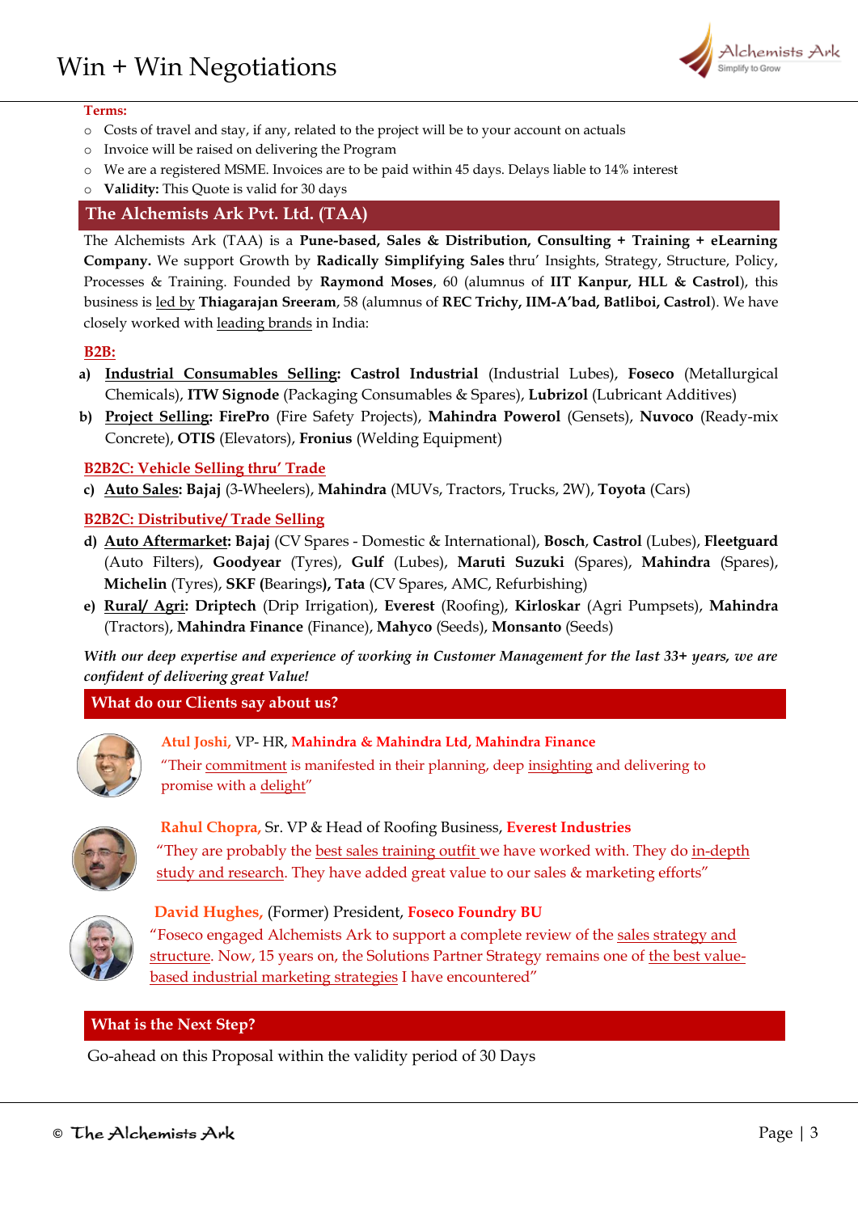**Terms:**

- Costs of travel and stay, if any, related to the project will be to your account on actuals
- Invoice will be raised on delivering the Program
- We are a registered MSME. Invoices are to be paid within 45 days. Delays liable to 14% interest
- **Validity:** This Quote is valid for 30 days

## The Alchemists Ark Pvt. Ltd. (TAA)

The Alchemists Ark (TAA) is a **Pune-based, Sales & Distribution, Consulting + Training + eLearning Company.** We support Growth by **Radically Simplifying Sales** thru' Insights, Strategy, Structure, Policy, Processes & Training. Founded by **Raymond Moses**, 60 (alumnus of **IIT Kanpur, HLL & Castrol**), this business is led by **Thiagarajan Sreeram**, 58 (alumnus of **REC Trichy, IIM-A'bad, Batliboi, Castrol**). We have closely worked with leading brands in India:

**B2B:**

a) **Industrial Consumables Selling: Castrol Industrial** (Industrial Lubes), **Foseco** (Metallurgical Chemicals), **ITW Signode** (Packaging Consumables & Spares), **Lubrizol** (Lubricant Additives)

b) **Project Selling: FirePro** (Fire Safety Projects), **Mahindra Powerol** (Gensets), **Nuvoco** (Ready-mix Concrete), **OTIS** (Elevators), **Fronius** (Welding Equipment)

**B2B2C: Vehicle Selling thru' Trade**

c) **Auto Sales: Bajaj** (3-Wheelers), **Mahindra** (MUVs, Tractors, Trucks, 2W), **Toyota** (Cars)

**B2B2C: Distributive/ Trade Selling**

d) **Auto Aftermarket: Bajaj** (CV Spares - Domestic & International), **Bosch**, **Castrol** (Lubes), **Fleetguard** (Auto Filters), **Goodyear** (Tyres), **Gulf** (Lubes), **Maruti Suzuki** (Spares), **Mahindra** (Spares), **Michelin** (Tyres), **SKF (**Bearings**), Tata** (CV Spares, AMC, Refurbishing)

e) **Rural/ Agri: Driptech** (Drip Irrigation), **Everest** (Roofing), **Kirloskar** (Agri Pumpsets), **Mahindra** (Tractors), **Mahindra Finance** (Finance), **Mahyco** (Seeds), **Monsanto** (Seeds)

***With our deep expertise and experience of working in Customer Management for the last 33+ years, we are confident of delivering great Value!***

## What do our Clients say about us?

**Atul Joshi,** VP- HR, **Mahindra & Mahindra Ltd, Mahindra Finance**

"Their commitment is manifested in their planning, deep insighting and delivering to promise with a delight"

**Rahul Chopra,** Sr. VP & Head of Roofing Business, **Everest Industries**

"They are probably the best sales training outfit we have worked with. They do in-depth study and research. They have added great value to our sales & marketing efforts"

**David Hughes,** (Former) President, **Foseco Foundry BU**

"Foseco engaged Alchemists Ark to support a complete review of the sales strategy and structure. Now, 15 years on, the Solutions Partner Strategy remains one of the best value-based industrial marketing strategies I have encountered"

## What is the Next Step?

Go-ahead on this Proposal within the validity period of 30 Days